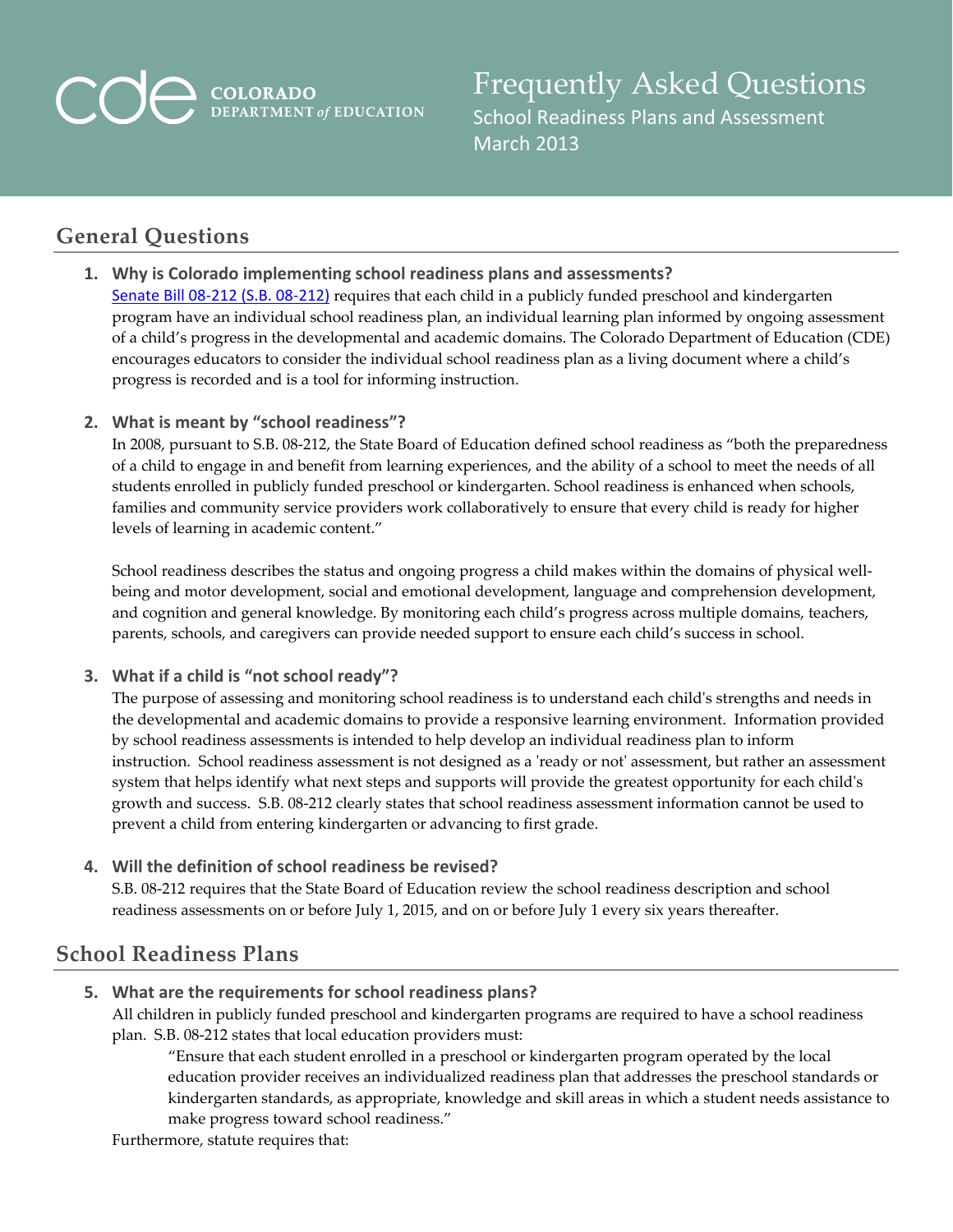COLORADO DEPARTMENT *of* EDUCATION

# Frequently Asked Questions

School Readiness Plans and Assessment
March 2013

## General Questions

1. **Why is Colorado implementing school readiness plans and assessments?**
   Senate Bill 08-212 (S.B. 08-212) requires that each child in a publicly funded preschool and kindergarten program have an individual school readiness plan, an individual learning plan informed by ongoing assessment of a child's progress in the developmental and academic domains. The Colorado Department of Education (CDE) encourages educators to consider the individual school readiness plan as a living document where a child's progress is recorded and is a tool for informing instruction.

2. **What is meant by "school readiness"?**
   In 2008, pursuant to S.B. 08-212, the State Board of Education defined school readiness as "both the preparedness of a child to engage in and benefit from learning experiences, and the ability of a school to meet the needs of all students enrolled in publicly funded preschool or kindergarten. School readiness is enhanced when schools, families and community service providers work collaboratively to ensure that every child is ready for higher levels of learning in academic content."

   School readiness describes the status and ongoing progress a child makes within the domains of physical well-being and motor development, social and emotional development, language and comprehension development, and cognition and general knowledge. By monitoring each child's progress across multiple domains, teachers, parents, schools, and caregivers can provide needed support to ensure each child's success in school.

3. **What if a child is "not school ready"?**
   The purpose of assessing and monitoring school readiness is to understand each child's strengths and needs in the developmental and academic domains to provide a responsive learning environment. Information provided by school readiness assessments is intended to help develop an individual readiness plan to inform instruction. School readiness assessment is not designed as a 'ready or not' assessment, but rather an assessment system that helps identify what next steps and supports will provide the greatest opportunity for each child's growth and success. S.B. 08-212 clearly states that school readiness assessment information cannot be used to prevent a child from entering kindergarten or advancing to first grade.

4. **Will the definition of school readiness be revised?**
   S.B. 08-212 requires that the State Board of Education review the school readiness description and school readiness assessments on or before July 1, 2015, and on or before July 1 every six years thereafter.

## School Readiness Plans

5. **What are the requirements for school readiness plans?**
   All children in publicly funded preschool and kindergarten programs are required to have a school readiness plan. S.B. 08-212 states that local education providers must:

   > "Ensure that each student enrolled in a preschool or kindergarten program operated by the local education provider receives an individualized readiness plan that addresses the preschool standards or kindergarten standards, as appropriate, knowledge and skill areas in which a student needs assistance to make progress toward school readiness."

   Furthermore, statute requires that: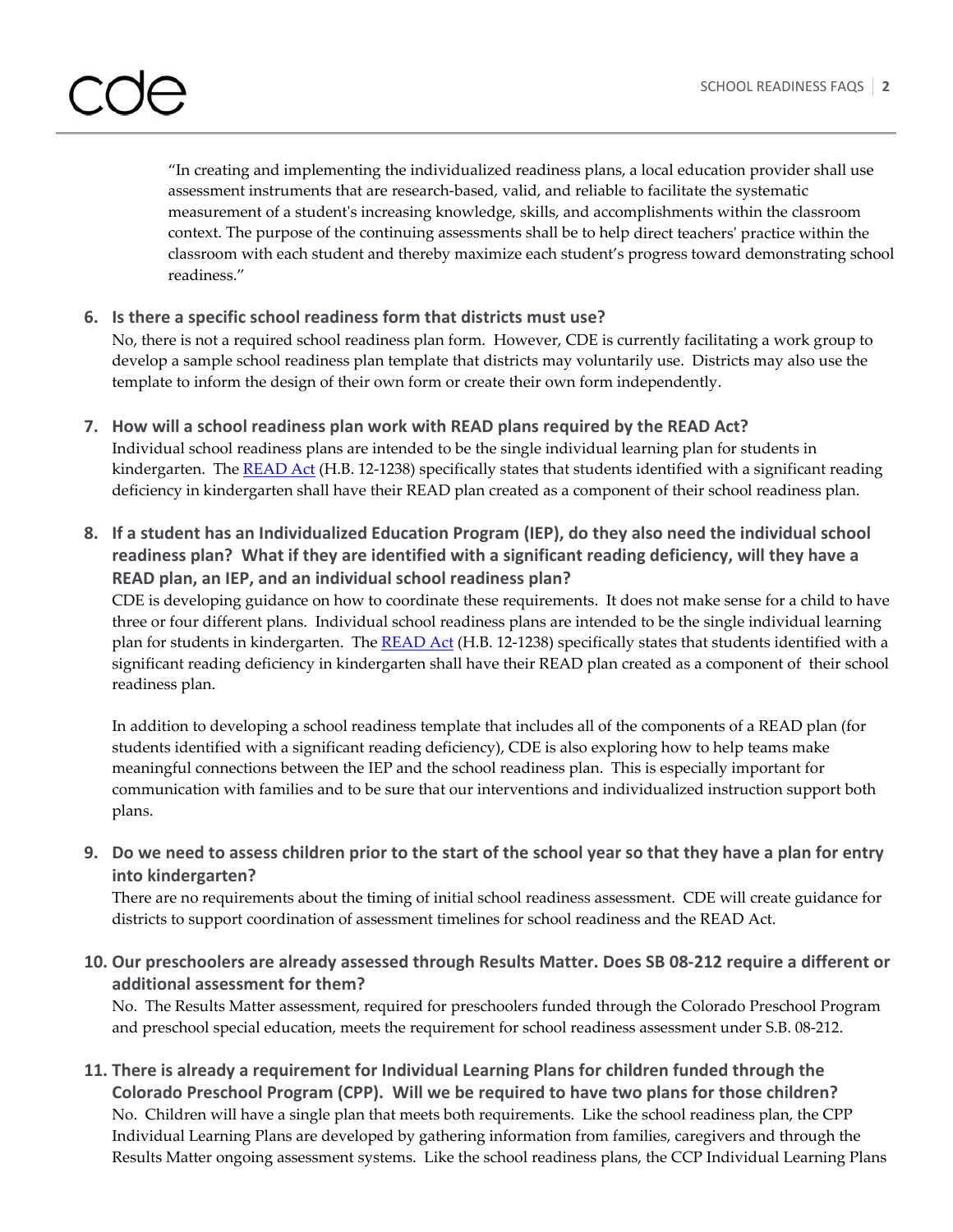> "In creating and implementing the individualized readiness plans, a local education provider shall use assessment instruments that are research-based, valid, and reliable to facilitate the systematic measurement of a student's increasing knowledge, skills, and accomplishments within the classroom context. The purpose of the continuing assessments shall be to help direct teachers' practice within the classroom with each student and thereby maximize each student's progress toward demonstrating school readiness."

6. **Is there a specific school readiness form that districts must use?**
   No, there is not a required school readiness plan form. However, CDE is currently facilitating a work group to develop a sample school readiness plan template that districts may voluntarily use. Districts may also use the template to inform the design of their own form or create their own form independently.

7. **How will a school readiness plan work with READ plans required by the READ Act?**
   Individual school readiness plans are intended to be the single individual learning plan for students in kindergarten. The READ Act (H.B. 12-1238) specifically states that students identified with a significant reading deficiency in kindergarten shall have their READ plan created as a component of their school readiness plan.

8. **If a student has an Individualized Education Program (IEP), do they also need the individual school readiness plan? What if they are identified with a significant reading deficiency, will they have a READ plan, an IEP, and an individual school readiness plan?**
   CDE is developing guidance on how to coordinate these requirements. It does not make sense for a child to have three or four different plans. Individual school readiness plans are intended to be the single individual learning plan for students in kindergarten. The READ Act (H.B. 12-1238) specifically states that students identified with a significant reading deficiency in kindergarten shall have their READ plan created as a component of their school readiness plan.

   In addition to developing a school readiness template that includes all of the components of a READ plan (for students identified with a significant reading deficiency), CDE is also exploring how to help teams make meaningful connections between the IEP and the school readiness plan. This is especially important for communication with families and to be sure that our interventions and individualized instruction support both plans.

9. **Do we need to assess children prior to the start of the school year so that they have a plan for entry into kindergarten?**
   There are no requirements about the timing of initial school readiness assessment. CDE will create guidance for districts to support coordination of assessment timelines for school readiness and the READ Act.

10. **Our preschoolers are already assessed through Results Matter. Does SB 08-212 require a different or additional assessment for them?**
    No. The Results Matter assessment, required for preschoolers funded through the Colorado Preschool Program and preschool special education, meets the requirement for school readiness assessment under S.B. 08-212.

11. **There is already a requirement for Individual Learning Plans for children funded through the Colorado Preschool Program (CPP). Will we be required to have two plans for those children?**
    No. Children will have a single plan that meets both requirements. Like the school readiness plan, the CPP Individual Learning Plans are developed by gathering information from families, caregivers and through the Results Matter ongoing assessment systems. Like the school readiness plans, the CCP Individual Learning Plans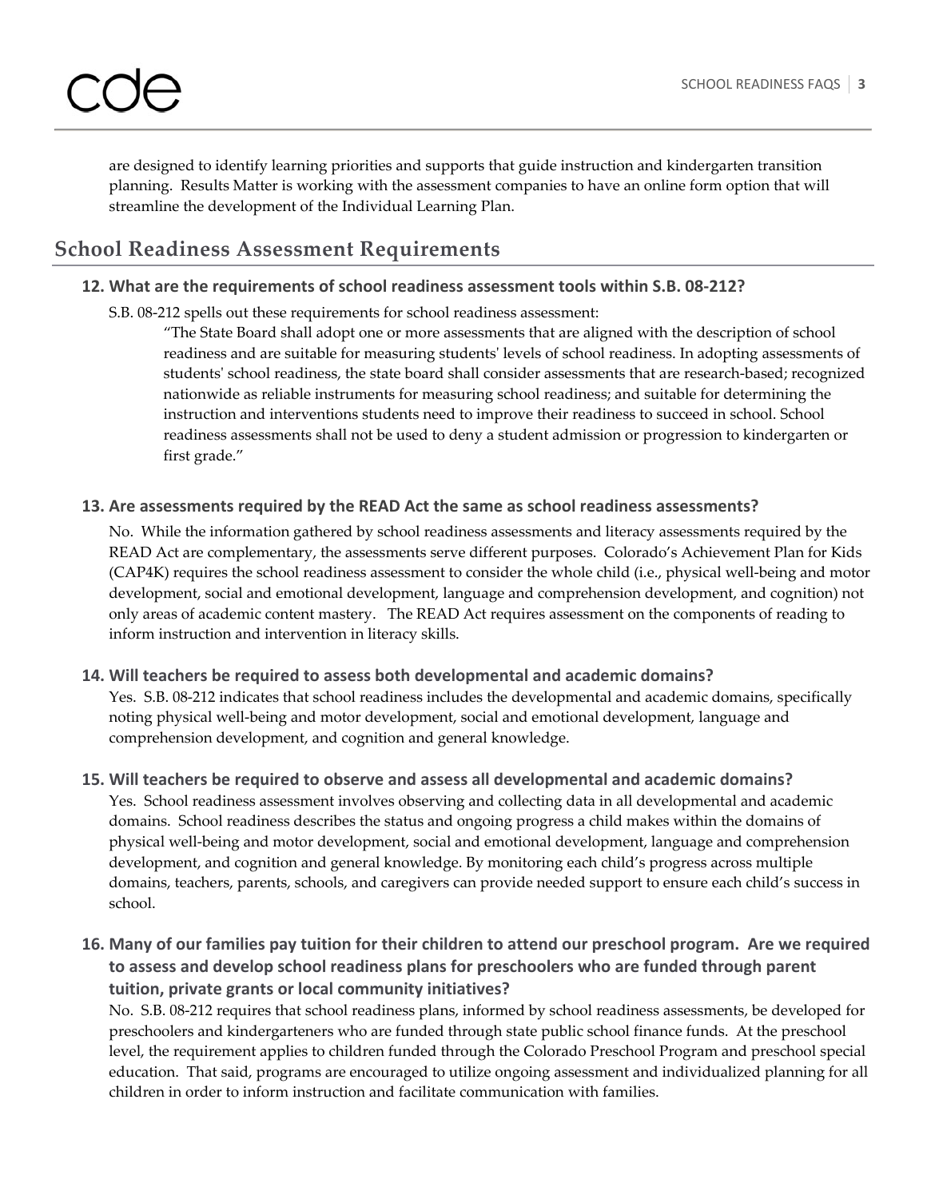are designed to identify learning priorities and supports that guide instruction and kindergarten transition planning. Results Matter is working with the assessment companies to have an online form option that will streamline the development of the Individual Learning Plan.

## School Readiness Assessment Requirements

### 12. What are the requirements of school readiness assessment tools within S.B. 08-212?

S.B. 08-212 spells out these requirements for school readiness assessment:

> "The State Board shall adopt one or more assessments that are aligned with the description of school readiness and are suitable for measuring students' levels of school readiness. In adopting assessments of students' school readiness, the state board shall consider assessments that are research-based; recognized nationwide as reliable instruments for measuring school readiness; and suitable for determining the instruction and interventions students need to improve their readiness to succeed in school. School readiness assessments shall not be used to deny a student admission or progression to kindergarten or first grade."

### 13. Are assessments required by the READ Act the same as school readiness assessments?

No. While the information gathered by school readiness assessments and literacy assessments required by the READ Act are complementary, the assessments serve different purposes. Colorado's Achievement Plan for Kids (CAP4K) requires the school readiness assessment to consider the whole child (i.e., physical well-being and motor development, social and emotional development, language and comprehension development, and cognition) not only areas of academic content mastery. The READ Act requires assessment on the components of reading to inform instruction and intervention in literacy skills.

### 14. Will teachers be required to assess both developmental and academic domains?

Yes. S.B. 08-212 indicates that school readiness includes the developmental and academic domains, specifically noting physical well-being and motor development, social and emotional development, language and comprehension development, and cognition and general knowledge.

### 15. Will teachers be required to observe and assess all developmental and academic domains?

Yes. School readiness assessment involves observing and collecting data in all developmental and academic domains. School readiness describes the status and ongoing progress a child makes within the domains of physical well-being and motor development, social and emotional development, language and comprehension development, and cognition and general knowledge. By monitoring each child's progress across multiple domains, teachers, parents, schools, and caregivers can provide needed support to ensure each child's success in school.

### 16. Many of our families pay tuition for their children to attend our preschool program. Are we required to assess and develop school readiness plans for preschoolers who are funded through parent tuition, private grants or local community initiatives?

No. S.B. 08-212 requires that school readiness plans, informed by school readiness assessments, be developed for preschoolers and kindergarteners who are funded through state public school finance funds. At the preschool level, the requirement applies to children funded through the Colorado Preschool Program and preschool special education. That said, programs are encouraged to utilize ongoing assessment and individualized planning for all children in order to inform instruction and facilitate communication with families.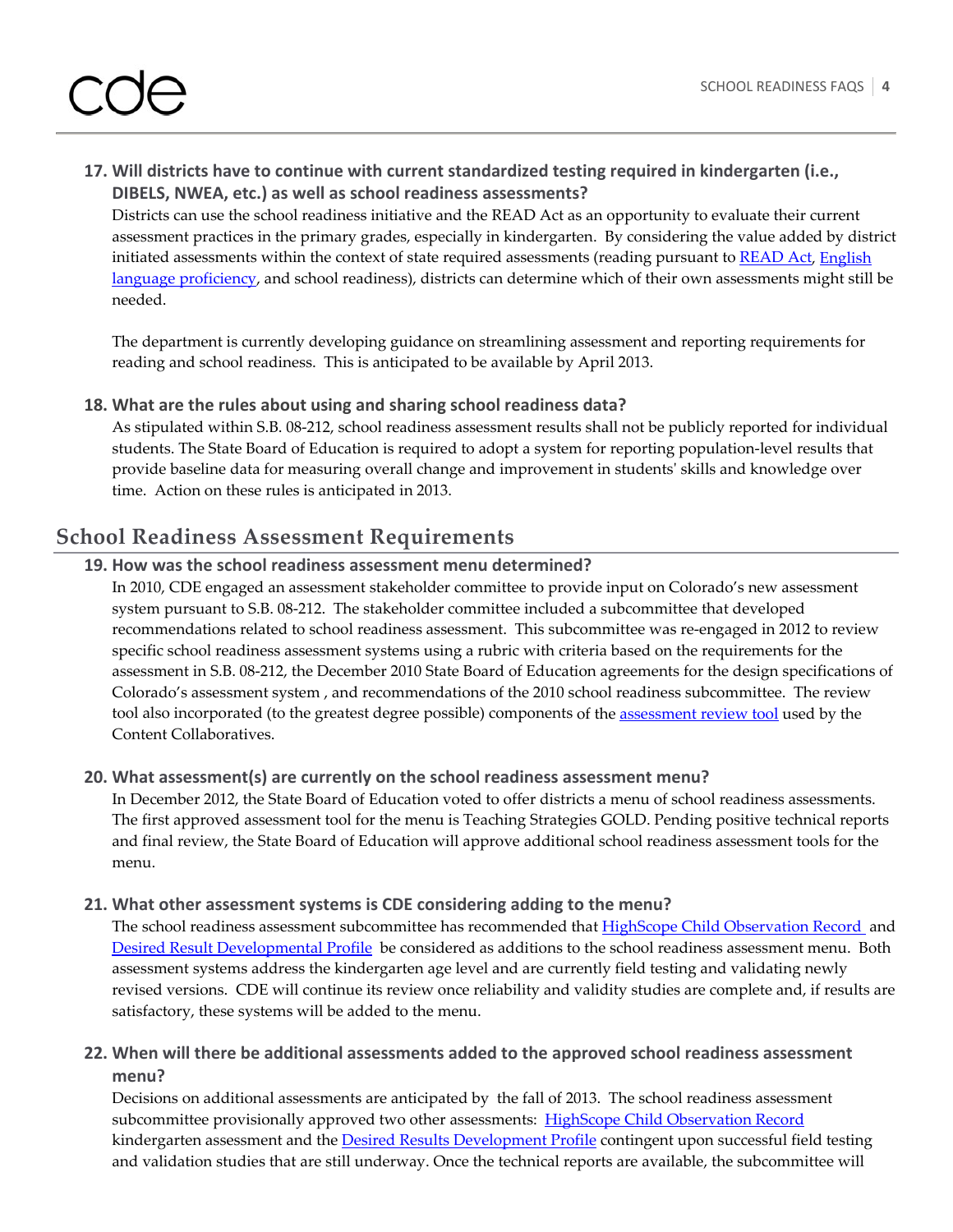**17. Will districts have to continue with current standardized testing required in kindergarten (i.e., DIBELS, NWEA, etc.) as well as school readiness assessments?**

Districts can use the school readiness initiative and the READ Act as an opportunity to evaluate their current assessment practices in the primary grades, especially in kindergarten. By considering the value added by district initiated assessments within the context of state required assessments (reading pursuant to READ Act, English language proficiency, and school readiness), districts can determine which of their own assessments might still be needed.

The department is currently developing guidance on streamlining assessment and reporting requirements for reading and school readiness. This is anticipated to be available by April 2013.

**18. What are the rules about using and sharing school readiness data?**

As stipulated within S.B. 08-212, school readiness assessment results shall not be publicly reported for individual students. The State Board of Education is required to adopt a system for reporting population-level results that provide baseline data for measuring overall change and improvement in students' skills and knowledge over time. Action on these rules is anticipated in 2013.

## School Readiness Assessment Requirements

**19. How was the school readiness assessment menu determined?**

In 2010, CDE engaged an assessment stakeholder committee to provide input on Colorado's new assessment system pursuant to S.B. 08-212. The stakeholder committee included a subcommittee that developed recommendations related to school readiness assessment. This subcommittee was re-engaged in 2012 to review specific school readiness assessment systems using a rubric with criteria based on the requirements for the assessment in S.B. 08-212, the December 2010 State Board of Education agreements for the design specifications of Colorado's assessment system , and recommendations of the 2010 school readiness subcommittee. The review tool also incorporated (to the greatest degree possible) components of the assessment review tool used by the Content Collaboratives.

**20. What assessment(s) are currently on the school readiness assessment menu?**

In December 2012, the State Board of Education voted to offer districts a menu of school readiness assessments. The first approved assessment tool for the menu is Teaching Strategies GOLD. Pending positive technical reports and final review, the State Board of Education will approve additional school readiness assessment tools for the menu.

**21. What other assessment systems is CDE considering adding to the menu?**

The school readiness assessment subcommittee has recommended that HighScope Child Observation Record and Desired Result Developmental Profile be considered as additions to the school readiness assessment menu. Both assessment systems address the kindergarten age level and are currently field testing and validating newly revised versions. CDE will continue its review once reliability and validity studies are complete and, if results are satisfactory, these systems will be added to the menu.

**22. When will there be additional assessments added to the approved school readiness assessment menu?**

Decisions on additional assessments are anticipated by the fall of 2013. The school readiness assessment subcommittee provisionally approved two other assessments: HighScope Child Observation Record kindergarten assessment and the Desired Results Development Profile contingent upon successful field testing and validation studies that are still underway. Once the technical reports are available, the subcommittee will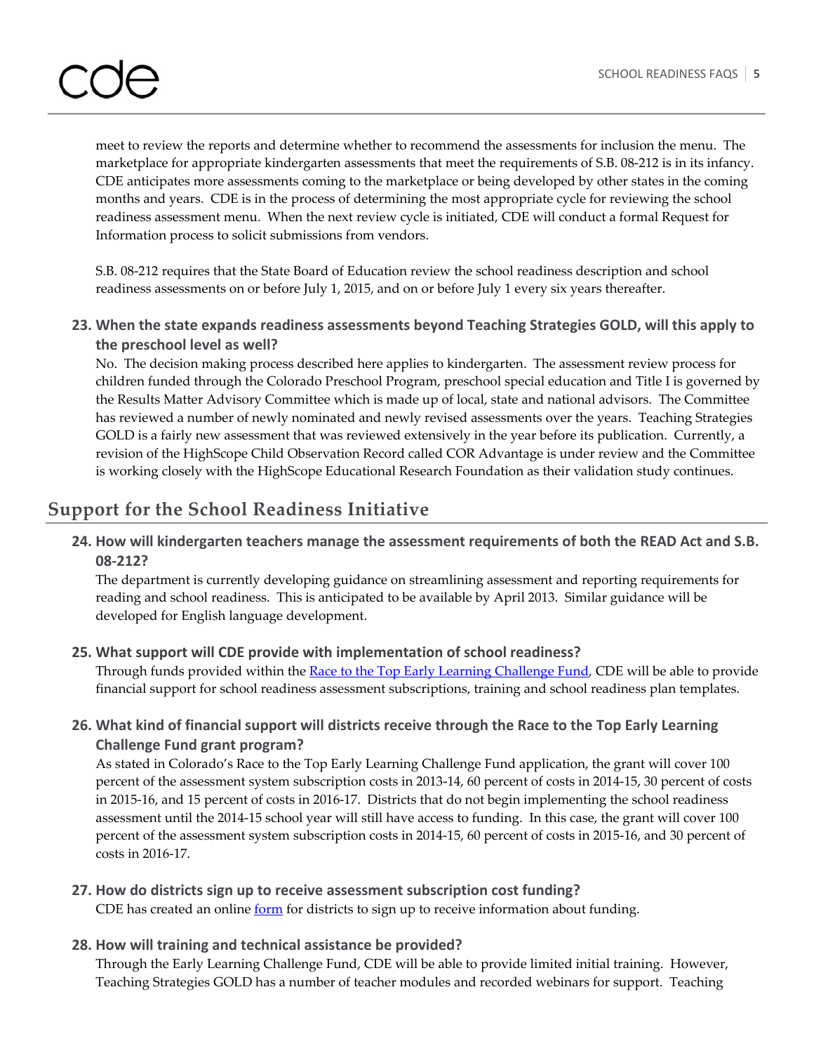meet to review the reports and determine whether to recommend the assessments for inclusion the menu. The marketplace for appropriate kindergarten assessments that meet the requirements of S.B. 08-212 is in its infancy. CDE anticipates more assessments coming to the marketplace or being developed by other states in the coming months and years. CDE is in the process of determining the most appropriate cycle for reviewing the school readiness assessment menu. When the next review cycle is initiated, CDE will conduct a formal Request for Information process to solicit submissions from vendors.

S.B. 08-212 requires that the State Board of Education review the school readiness description and school readiness assessments on or before July 1, 2015, and on or before July 1 every six years thereafter.

**23. When the state expands readiness assessments beyond Teaching Strategies GOLD, will this apply to the preschool level as well?**

No. The decision making process described here applies to kindergarten. The assessment review process for children funded through the Colorado Preschool Program, preschool special education and Title I is governed by the Results Matter Advisory Committee which is made up of local, state and national advisors. The Committee has reviewed a number of newly nominated and newly revised assessments over the years. Teaching Strategies GOLD is a fairly new assessment that was reviewed extensively in the year before its publication. Currently, a revision of the HighScope Child Observation Record called COR Advantage is under review and the Committee is working closely with the HighScope Educational Research Foundation as their validation study continues.

## Support for the School Readiness Initiative

**24. How will kindergarten teachers manage the assessment requirements of both the READ Act and S.B. 08-212?**

The department is currently developing guidance on streamlining assessment and reporting requirements for reading and school readiness. This is anticipated to be available by April 2013. Similar guidance will be developed for English language development.

**25. What support will CDE provide with implementation of school readiness?**

Through funds provided within the [Race to the Top Early Learning Challenge Fund](), CDE will be able to provide financial support for school readiness assessment subscriptions, training and school readiness plan templates.

**26. What kind of financial support will districts receive through the Race to the Top Early Learning Challenge Fund grant program?**

As stated in Colorado's Race to the Top Early Learning Challenge Fund application, the grant will cover 100 percent of the assessment system subscription costs in 2013-14, 60 percent of costs in 2014-15, 30 percent of costs in 2015-16, and 15 percent of costs in 2016-17. Districts that do not begin implementing the school readiness assessment until the 2014-15 school year will still have access to funding. In this case, the grant will cover 100 percent of the assessment system subscription costs in 2014-15, 60 percent of costs in 2015-16, and 30 percent of costs in 2016-17.

**27. How do districts sign up to receive assessment subscription cost funding?**

CDE has created an online [form]() for districts to sign up to receive information about funding.

**28. How will training and technical assistance be provided?**

Through the Early Learning Challenge Fund, CDE will be able to provide limited initial training. However, Teaching Strategies GOLD has a number of teacher modules and recorded webinars for support. Teaching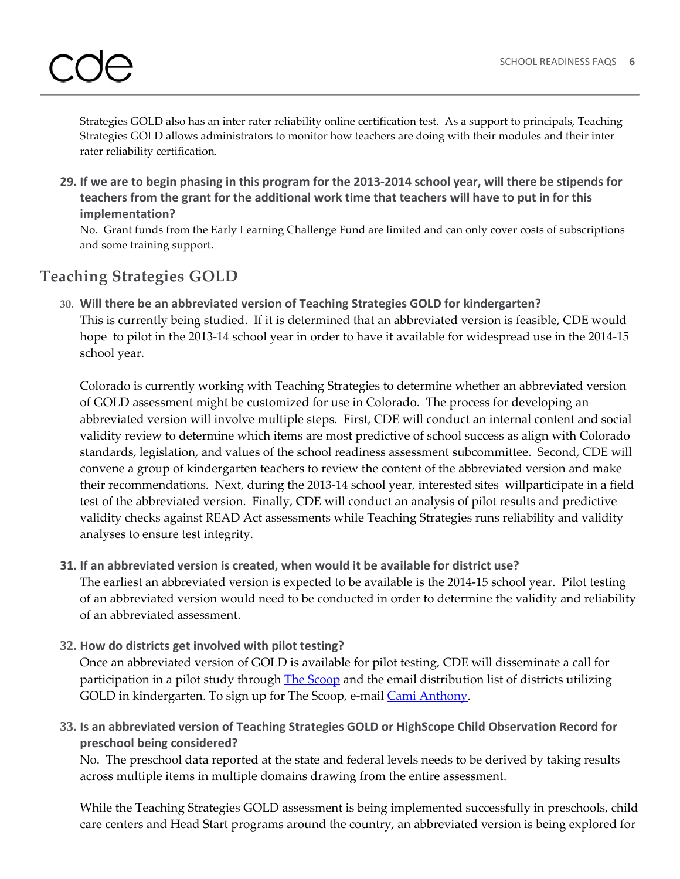Strategies GOLD also has an inter rater reliability online certification test. As a support to principals, Teaching Strategies GOLD allows administrators to monitor how teachers are doing with their modules and their inter rater reliability certification.

**29. If we are to begin phasing in this program for the 2013-2014 school year, will there be stipends for teachers from the grant for the additional work time that teachers will have to put in for this implementation?**

No. Grant funds from the Early Learning Challenge Fund are limited and can only cover costs of subscriptions and some training support.

## Teaching Strategies GOLD

**30. Will there be an abbreviated version of Teaching Strategies GOLD for kindergarten?**

This is currently being studied. If it is determined that an abbreviated version is feasible, CDE would hope to pilot in the 2013-14 school year in order to have it available for widespread use in the 2014-15 school year.

Colorado is currently working with Teaching Strategies to determine whether an abbreviated version of GOLD assessment might be customized for use in Colorado. The process for developing an abbreviated version will involve multiple steps. First, CDE will conduct an internal content and social validity review to determine which items are most predictive of school success as align with Colorado standards, legislation, and values of the school readiness assessment subcommittee. Second, CDE will convene a group of kindergarten teachers to review the content of the abbreviated version and make their recommendations. Next, during the 2013-14 school year, interested sites willparticipate in a field test of the abbreviated version. Finally, CDE will conduct an analysis of pilot results and predictive validity checks against READ Act assessments while Teaching Strategies runs reliability and validity analyses to ensure test integrity.

**31. If an abbreviated version is created, when would it be available for district use?**

The earliest an abbreviated version is expected to be available is the 2014-15 school year. Pilot testing of an abbreviated version would need to be conducted in order to determine the validity and reliability of an abbreviated assessment.

**32. How do districts get involved with pilot testing?**

Once an abbreviated version of GOLD is available for pilot testing, CDE will disseminate a call for participation in a pilot study through The Scoop and the email distribution list of districts utilizing GOLD in kindergarten. To sign up for The Scoop, e-mail Cami Anthony.

**33. Is an abbreviated version of Teaching Strategies GOLD or HighScope Child Observation Record for preschool being considered?**

No. The preschool data reported at the state and federal levels needs to be derived by taking results across multiple items in multiple domains drawing from the entire assessment.

While the Teaching Strategies GOLD assessment is being implemented successfully in preschools, child care centers and Head Start programs around the country, an abbreviated version is being explored for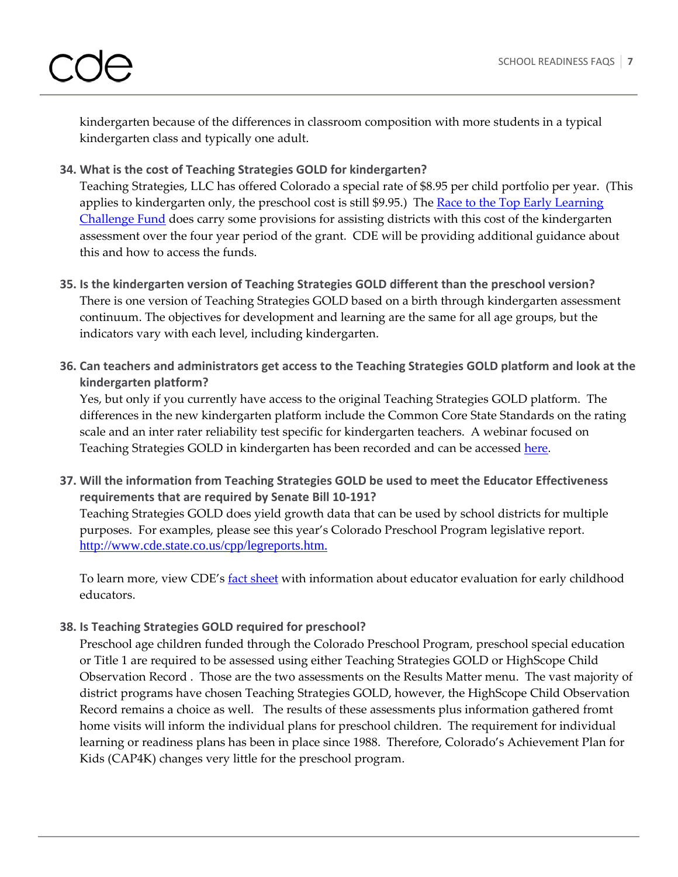kindergarten because of the differences in classroom composition with more students in a typical kindergarten class and typically one adult.

**34. What is the cost of Teaching Strategies GOLD for kindergarten?**

Teaching Strategies, LLC has offered Colorado a special rate of $8.95 per child portfolio per year. (This applies to kindergarten only, the preschool cost is still $9.95.) The Race to the Top Early Learning Challenge Fund does carry some provisions for assisting districts with this cost of the kindergarten assessment over the four year period of the grant. CDE will be providing additional guidance about this and how to access the funds.

**35. Is the kindergarten version of Teaching Strategies GOLD different than the preschool version?**

There is one version of Teaching Strategies GOLD based on a birth through kindergarten assessment continuum. The objectives for development and learning are the same for all age groups, but the indicators vary with each level, including kindergarten.

**36. Can teachers and administrators get access to the Teaching Strategies GOLD platform and look at the kindergarten platform?**

Yes, but only if you currently have access to the original Teaching Strategies GOLD platform. The differences in the new kindergarten platform include the Common Core State Standards on the rating scale and an inter rater reliability test specific for kindergarten teachers. A webinar focused on Teaching Strategies GOLD in kindergarten has been recorded and can be accessed here.

**37. Will the information from Teaching Strategies GOLD be used to meet the Educator Effectiveness requirements that are required by Senate Bill 10-191?**

Teaching Strategies GOLD does yield growth data that can be used by school districts for multiple purposes. For examples, please see this year's Colorado Preschool Program legislative report. http://www.cde.state.co.us/cpp/legreports.htm.

To learn more, view CDE's fact sheet with information about educator evaluation for early childhood educators.

**38. Is Teaching Strategies GOLD required for preschool?**

Preschool age children funded through the Colorado Preschool Program, preschool special education or Title 1 are required to be assessed using either Teaching Strategies GOLD or HighScope Child Observation Record . Those are the two assessments on the Results Matter menu. The vast majority of district programs have chosen Teaching Strategies GOLD, however, the HighScope Child Observation Record remains a choice as well. The results of these assessments plus information gathered fromt home visits will inform the individual plans for preschool children. The requirement for individual learning or readiness plans has been in place since 1988. Therefore, Colorado's Achievement Plan for Kids (CAP4K) changes very little for the preschool program.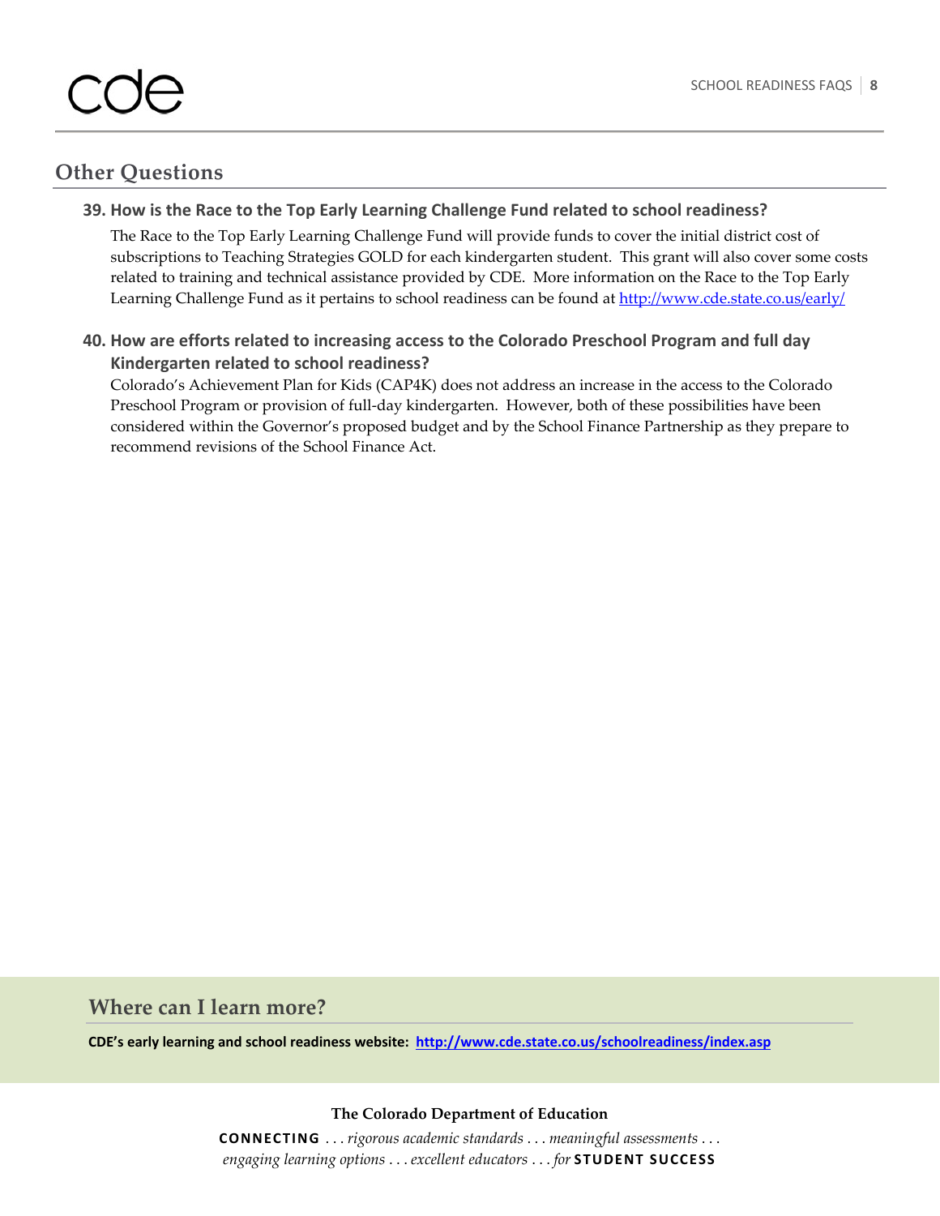## Other Questions

**39. How is the Race to the Top Early Learning Challenge Fund related to school readiness?**

The Race to the Top Early Learning Challenge Fund will provide funds to cover the initial district cost of subscriptions to Teaching Strategies GOLD for each kindergarten student. This grant will also cover some costs related to training and technical assistance provided by CDE. More information on the Race to the Top Early Learning Challenge Fund as it pertains to school readiness can be found at http://www.cde.state.co.us/early/

**40. How are efforts related to increasing access to the Colorado Preschool Program and full day Kindergarten related to school readiness?**

Colorado's Achievement Plan for Kids (CAP4K) does not address an increase in the access to the Colorado Preschool Program or provision of full-day kindergarten. However, both of these possibilities have been considered within the Governor's proposed budget and by the School Finance Partnership as they prepare to recommend revisions of the School Finance Act.

## Where can I learn more?

**CDE's early learning and school readiness website: http://www.cde.state.co.us/schoolreadiness/index.asp**

**The Colorado Department of Education**

**CONNECTING** . . . *rigorous academic standards . . . meaningful assessments . . . engaging learning options . . . excellent educators . . . for* **STUDENT SUCCESS**